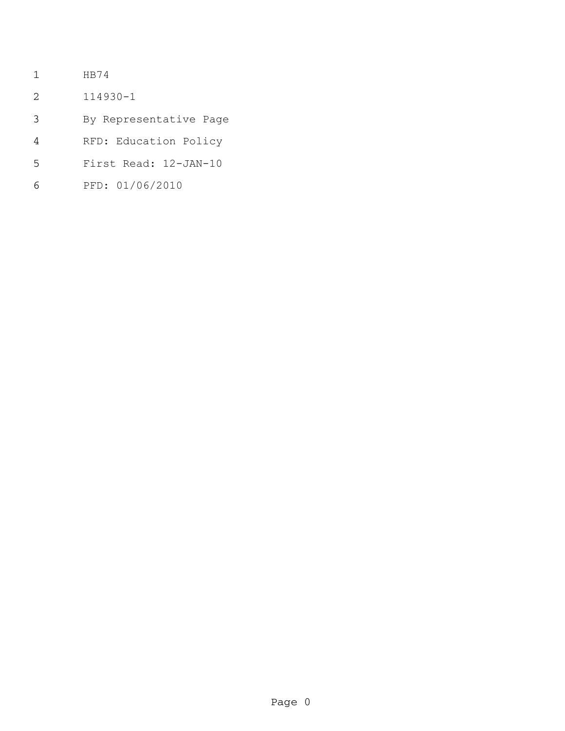HB74

114930-1

By Representative Page

RFD: Education Policy

First Read: 12-JAN-10

PFD: 01/06/2010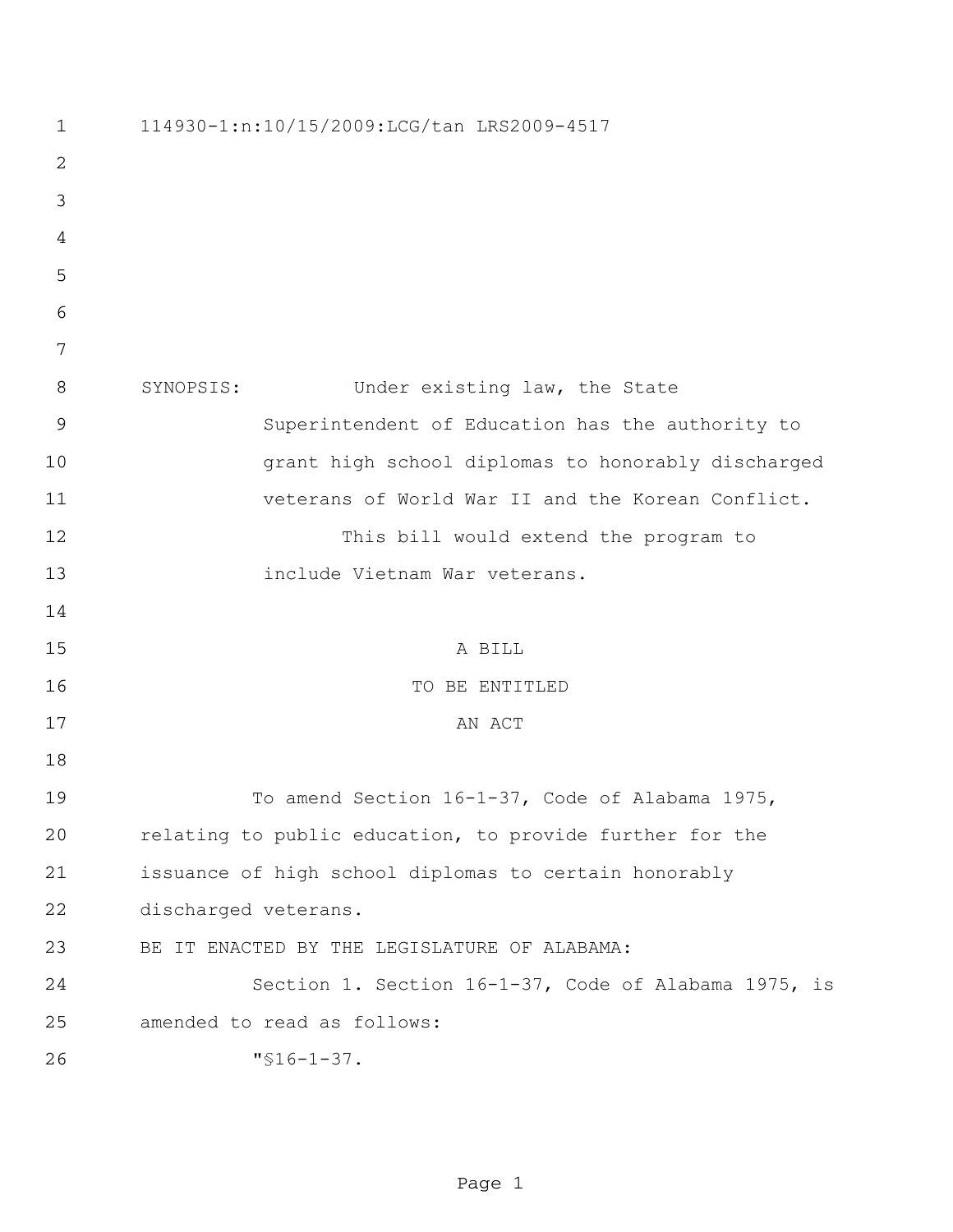114930-1:n:10/15/2009:LCG/tan LRS2009-4517

SYNOPSIS: Under existing law, the State Superintendent of Education has the authority to grant high school diplomas to honorably discharged veterans of World War II and the Korean Conflict.

This bill would extend the program to include Vietnam War veterans.

A BILL
TO BE ENTITLED
AN ACT

To amend Section 16-1-37, Code of Alabama 1975, relating to public education, to provide further for the issuance of high school diplomas to certain honorably discharged veterans.

BE IT ENACTED BY THE LEGISLATURE OF ALABAMA:

Section 1. Section 16-1-37, Code of Alabama 1975, is amended to read as follows:

"§16-1-37.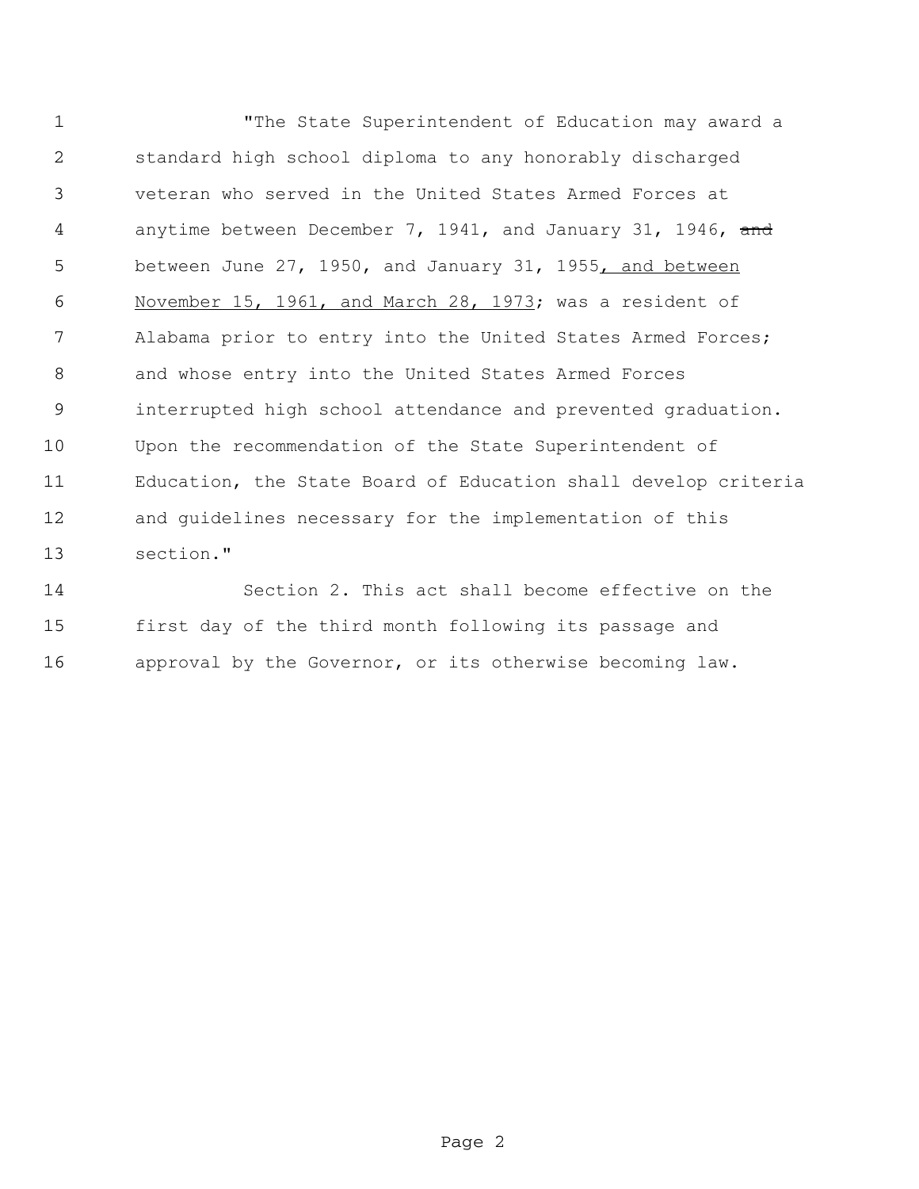"The State Superintendent of Education may award a standard high school diploma to any honorably discharged veteran who served in the United States Armed Forces at anytime between December 7, 1941, and January 31, 1946, ~~and~~ between June 27, 1950, and January 31, 1955<u>, and between November 15, 1961, and March 28, 1973</u>; was a resident of Alabama prior to entry into the United States Armed Forces; and whose entry into the United States Armed Forces interrupted high school attendance and prevented graduation. Upon the recommendation of the State Superintendent of Education, the State Board of Education shall develop criteria and guidelines necessary for the implementation of this section."

Section 2. This act shall become effective on the first day of the third month following its passage and approval by the Governor, or its otherwise becoming law.